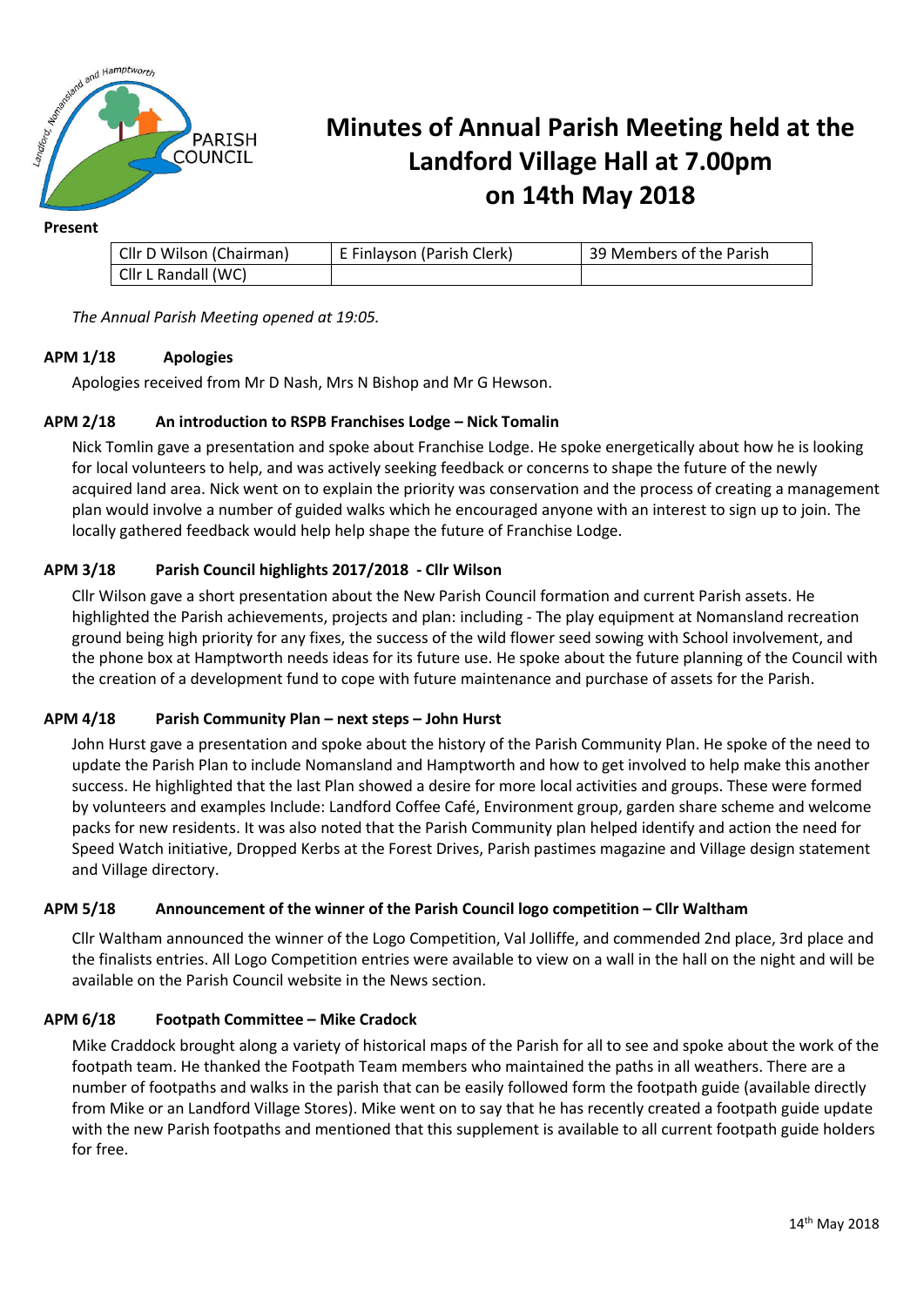# Minutes of Annual Parish Meeting held at the Landford Village Hall at 7.00pm on 14th May 2018

**Present**

| Cllr D Wilson (Chairman) | E Finlayson (Parish Clerk) | 39 Members of the Parish |
|---|---|---|
| Cllr L Randall (WC) | | |

*The Annual Parish Meeting opened at 19:05.*

### APM 1/18 Apologies

Apologies received from Mr D Nash, Mrs N Bishop and Mr G Hewson.

### APM 2/18 An introduction to RSPB Franchises Lodge – Nick Tomalin

Nick Tomlin gave a presentation and spoke about Franchise Lodge. He spoke energetically about how he is looking for local volunteers to help, and was actively seeking feedback or concerns to shape the future of the newly acquired land area. Nick went on to explain the priority was conservation and the process of creating a management plan would involve a number of guided walks which he encouraged anyone with an interest to sign up to join. The locally gathered feedback would help help shape the future of Franchise Lodge.

### APM 3/18 Parish Council highlights 2017/2018 - Cllr Wilson

Cllr Wilson gave a short presentation about the New Parish Council formation and current Parish assets. He highlighted the Parish achievements, projects and plan: including - The play equipment at Nomansland recreation ground being high priority for any fixes, the success of the wild flower seed sowing with School involvement, and the phone box at Hamptworth needs ideas for its future use. He spoke about the future planning of the Council with the creation of a development fund to cope with future maintenance and purchase of assets for the Parish.

### APM 4/18 Parish Community Plan – next steps – John Hurst

John Hurst gave a presentation and spoke about the history of the Parish Community Plan. He spoke of the need to update the Parish Plan to include Nomansland and Hamptworth and how to get involved to help make this another success. He highlighted that the last Plan showed a desire for more local activities and groups. These were formed by volunteers and examples Include: Landford Coffee Café, Environment group, garden share scheme and welcome packs for new residents. It was also noted that the Parish Community plan helped identify and action the need for Speed Watch initiative, Dropped Kerbs at the Forest Drives, Parish pastimes magazine and Village design statement and Village directory.

### APM 5/18 Announcement of the winner of the Parish Council logo competition – Cllr Waltham

Cllr Waltham announced the winner of the Logo Competition, Val Jolliffe, and commended 2nd place, 3rd place and the finalists entries. All Logo Competition entries were available to view on a wall in the hall on the night and will be available on the Parish Council website in the News section.

### APM 6/18 Footpath Committee – Mike Cradock

Mike Craddock brought along a variety of historical maps of the Parish for all to see and spoke about the work of the footpath team. He thanked the Footpath Team members who maintained the paths in all weathers. There are a number of footpaths and walks in the parish that can be easily followed form the footpath guide (available directly from Mike or an Landford Village Stores). Mike went on to say that he has recently created a footpath guide update with the new Parish footpaths and mentioned that this supplement is available to all current footpath guide holders for free.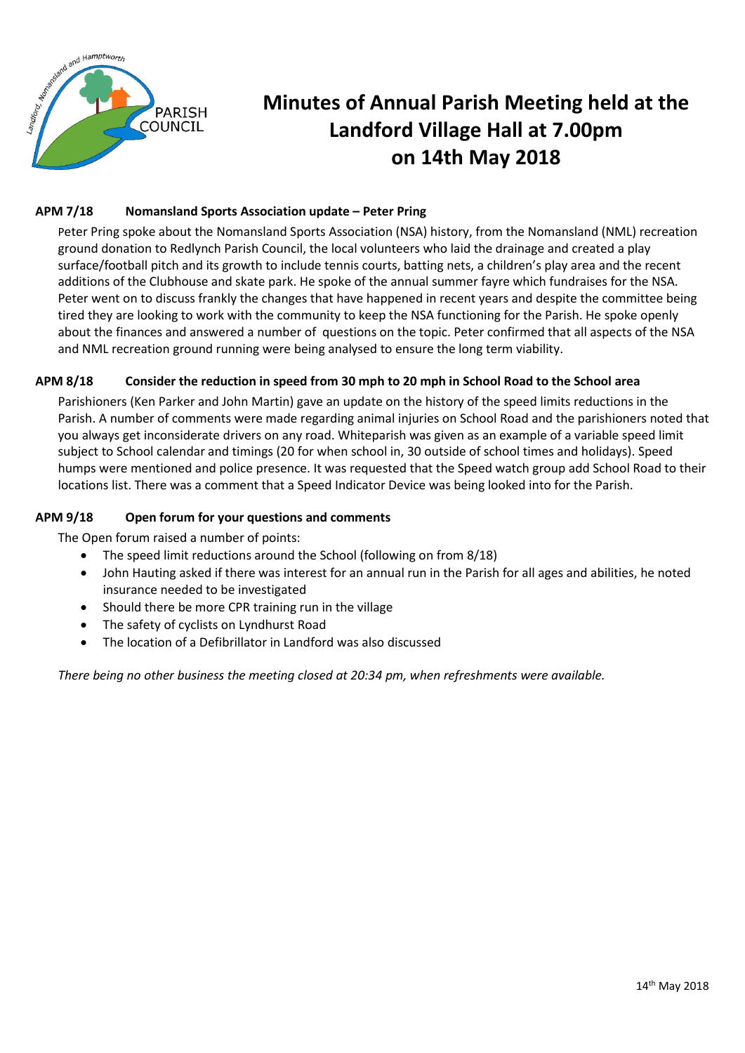# Minutes of Annual Parish Meeting held at the Landford Village Hall at 7.00pm on 14th May 2018

**APM 7/18 Nomansland Sports Association update – Peter Pring**

Peter Pring spoke about the Nomansland Sports Association (NSA) history, from the Nomansland (NML) recreation ground donation to Redlynch Parish Council, the local volunteers who laid the drainage and created a play surface/football pitch and its growth to include tennis courts, batting nets, a children's play area and the recent additions of the Clubhouse and skate park. He spoke of the annual summer fayre which fundraises for the NSA. Peter went on to discuss frankly the changes that have happened in recent years and despite the committee being tired they are looking to work with the community to keep the NSA functioning for the Parish. He spoke openly about the finances and answered a number of questions on the topic. Peter confirmed that all aspects of the NSA and NML recreation ground running were being analysed to ensure the long term viability.

**APM 8/18 Consider the reduction in speed from 30 mph to 20 mph in School Road to the School area**

Parishioners (Ken Parker and John Martin) gave an update on the history of the speed limits reductions in the Parish. A number of comments were made regarding animal injuries on School Road and the parishioners noted that you always get inconsiderate drivers on any road. Whiteparish was given as an example of a variable speed limit subject to School calendar and timings (20 for when school in, 30 outside of school times and holidays). Speed humps were mentioned and police presence. It was requested that the Speed watch group add School Road to their locations list. There was a comment that a Speed Indicator Device was being looked into for the Parish.

**APM 9/18 Open forum for your questions and comments**

The Open forum raised a number of points:

- The speed limit reductions around the School (following on from 8/18)
- John Hauting asked if there was interest for an annual run in the Parish for all ages and abilities, he noted insurance needed to be investigated
- Should there be more CPR training run in the village
- The safety of cyclists on Lyndhurst Road
- The location of a Defibrillator in Landford was also discussed

*There being no other business the meeting closed at 20:34 pm, when refreshments were available.*